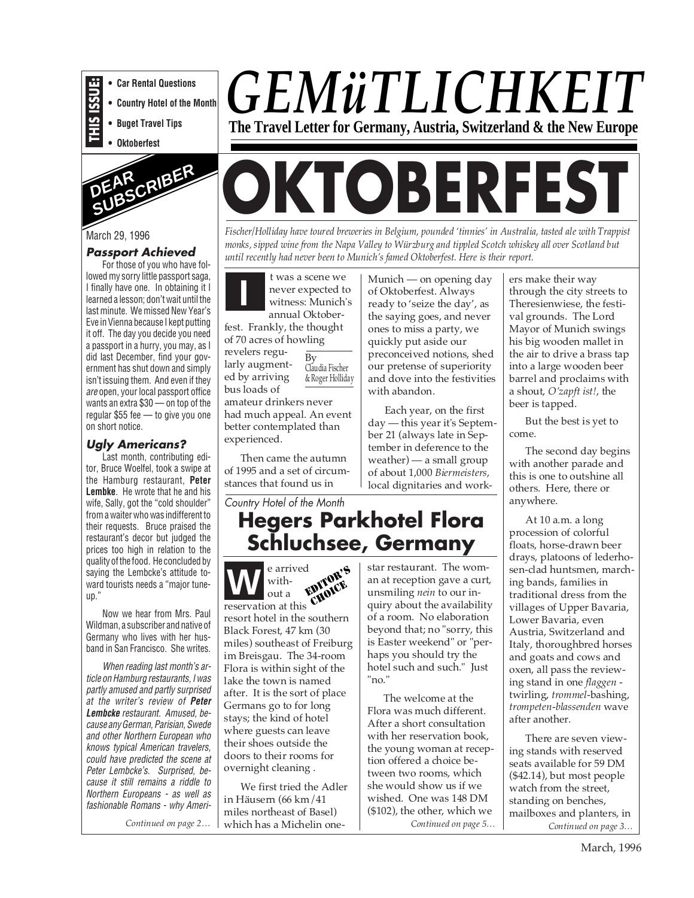**THIS ISSUE:**

- Car Rental Questions
- Country Hotel of the Month
- Buget Travel Tips
- Oktoberfest

# GEMüTLICHKEIT

**The Travel Letter for Germany, Austria, Switzerland & the New Europe**

## DEAR SUBSCRIBER

March 29, 1996

### Passport Achieved

For those of you who have followed my sorry little passport saga, I finally have one. In obtaining it I learned a lesson; don't wait until the last minute. We missed New Year's Eve in Vienna because I kept putting it off. The day you decide you need a passport in a hurry, you may, as I did last December, find your government has shut down and simply isn't issuing them. And even if they *are* open, your local passport office wants an extra $30 — on top of the regular $55 fee — to give you one on short notice.

### Ugly Americans?

Last month, contributing editor, Bruce Woelfel, took a swipe at the Hamburg restaurant, **Peter Lembke**. He wrote that he and his wife, Sally, got the "cold shoulder" from a waiter who was indifferent to their requests. Bruce praised the restaurant's decor but judged the prices too high in relation to the quality of the food. He concluded by saying the Lembcke's attitude toward tourists needs a "major tune-up."

Now we hear from Mrs. Paul Wildman, a subscriber and native of Germany who lives with her husband in San Francisco. She writes.

*When reading last month's article on Hamburg restaurants, I was partly amused and partly surprised at the writer's review of **Peter Lembcke** restaurant. Amused, because any German, Parisian, Swede and other Northern European who knows typical American travelers, could have predicted the scene at Peter Lembcke's. Surprised, because it still remains a riddle to Northern Europeans - as well as fashionable Romans - why Ameri-*

*Continued on page 2…*

# OKTOBERFEST

*Fischer/Holliday have toured breweries in Belgium, pounded 'tinnies' in Australia, tasted ale with Trappist monks, sipped wine from the Napa Valley to Würzburg and tippled Scotch whiskey all over Scotland but until recently had never been to Munich's famed Oktoberfest. Here is their report.*

By Claudia Fischer & Roger Holliday

It was a scene we never expected to witness: Munich's annual Oktoberfest. Frankly, the thought of 70 acres of howling revelers regularly augmented by arriving bus loads of amateur drinkers never had much appeal. An event better contemplated than experienced.

Then came the autumn of 1995 and a set of circumstances that found us in Munich — on opening day of Oktoberfest. Always ready to 'seize the day', as the saying goes, and never ones to miss a party, we quickly put aside our preconceived notions, shed our pretense of superiority and dove into the festivities with abandon.

Each year, on the first day — this year it's September 21 (always late in September in deference to the weather) — a small group of about 1,000 *Biermeisters*, local dignitaries and workers make their way through the city streets to Theresienwiese, the festival grounds. The Lord Mayor of Munich swings his big wooden mallet in the air to drive a brass tap into a large wooden beer barrel and proclaims with a shout, *O'zapft ist!*, the beer is tapped.

But the best is yet to come.

The second day begins with another parade and this is one to outshine all others. Here, there or anywhere.

At 10 a.m. a long procession of colorful floats, horse-drawn beer drays, platoons of lederhosen-clad huntsmen, marching bands, families in traditional dress from the villages of Upper Bavaria, Lower Bavaria, even Austria, Switzerland and Italy, thoroughbred horses and goats and cows and oxen, all pass the reviewing stand in one *flaggen*-twirling, *trommel*-bashing, *trompeten-blassenden* wave after another.

There are seven viewing stands with reserved seats available for 59 DM ($42.14), but most people watch from the street, standing on benches, mailboxes and planters, in

*Continued on page 3…*

*Country Hotel of the Month*

## Hegers Parkhotel Flora Schluchsee, Germany

**EDITOR'S CHOICE**

We arrived without a reservation at this resort hotel in the southern Black Forest, 47 km (30 miles) southeast of Freiburg im Breisgau. The 34-room Flora is within sight of the lake the town is named after. It is the sort of place Germans go to for long stays; the kind of hotel where guests can leave their shoes outside the doors to their rooms for overnight cleaning .

We first tried the Adler in Häusern (66 km/41 miles northeast of Basel) which has a Michelin one-star restaurant. The woman at reception gave a curt, unsmiling *nein* to our inquiry about the availability of a room. No elaboration beyond that; no "sorry, this is Easter weekend" or "perhaps you should try the hotel such and such." Just "no."

The welcome at the Flora was much different. After a short consultation with her reservation book, the young woman at reception offered a choice between two rooms, which she would show us if we wished. One was 148 DM ($102), the other, which we

*Continued on page 5…*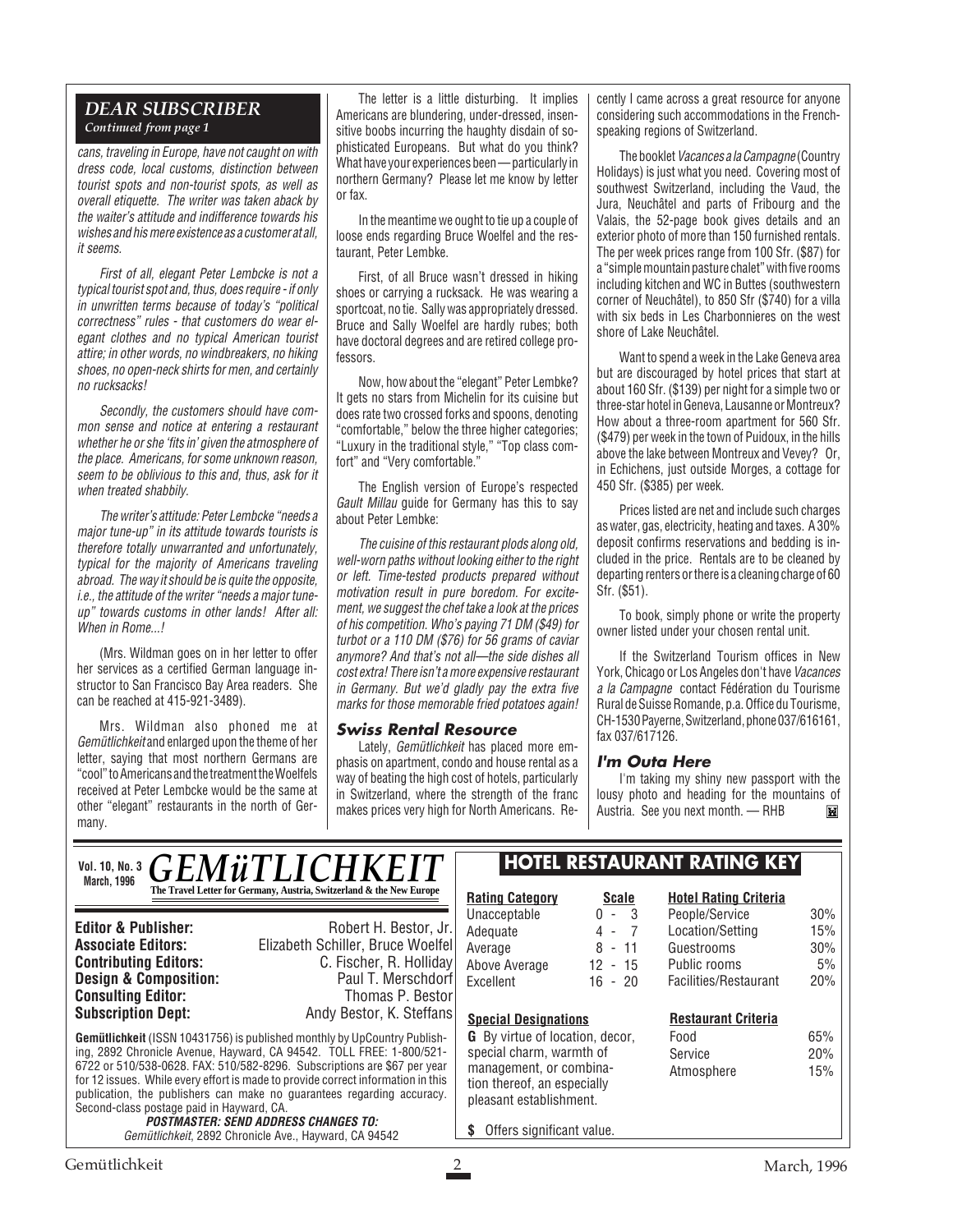## DEAR SUBSCRIBER

*Continued from page 1*

*cans, traveling in Europe, have not caught on with dress code, local customs, distinction between tourist spots and non-tourist spots, as well as overall etiquette. The writer was taken aback by the waiter's attitude and indifference towards his wishes and his mere existence as a customer at all, it seems.*

*First of all, elegant Peter Lembcke is not a typical tourist spot and, thus, does require - if only in unwritten terms because of today's "political correctness" rules - that customers do wear elegant clothes and no typical American tourist attire; in other words, no windbreakers, no hiking shoes, no open-neck shirts for men, and certainly no rucksacks!*

*Secondly, the customers should have common sense and notice at entering a restaurant whether he or she 'fits in' given the atmosphere of the place. Americans, for some unknown reason, seem to be oblivious to this and, thus, ask for it when treated shabbily.*

*The writer's attitude: Peter Lembcke "needs a major tune-up" in its attitude towards tourists is therefore totally unwarranted and unfortunately, typical for the majority of Americans traveling abroad. The way it should be is quite the opposite, i.e., the attitude of the writer "needs a major tune-up" towards customs in other lands! After all: When in Rome...!*

(Mrs. Wildman goes on in her letter to offer her services as a certified German language instructor to San Francisco Bay Area readers. She can be reached at 415-921-3489).

Mrs. Wildman also phoned me at *Gemütlichkeit* and enlarged upon the theme of her letter, saying that most northern Germans are "cool" to Americans and the treatment the Woelfels received at Peter Lembcke would be the same at other "elegant" restaurants in the north of Germany.

The letter is a little disturbing. It implies Americans are blundering, under-dressed, insensitive boobs incurring the haughty disdain of sophisticated Europeans. But what do you think? What have your experiences been — particularly in northern Germany? Please let me know by letter or fax.

In the meantime we ought to tie up a couple of loose ends regarding Bruce Woelfel and the restaurant, Peter Lembke.

First, of all Bruce wasn't dressed in hiking shoes or carrying a rucksack. He was wearing a sportcoat, no tie. Sally was appropriately dressed. Bruce and Sally Woelfel are hardly rubes; both have doctoral degrees and are retired college professors.

Now, how about the "elegant" Peter Lembke? It gets no stars from Michelin for its cuisine but does rate two crossed forks and spoons, denoting "comfortable," below the three higher categories; "Luxury in the traditional style," "Top class comfort" and "Very comfortable."

The English version of Europe's respected *Gault Millau* guide for Germany has this to say about Peter Lembke:

*The cuisine of this restaurant plods along old, well-worn paths without looking either to the right or left. Time-tested products prepared without motivation result in pure boredom. For excitement, we suggest the chef take a look at the prices of his competition. Who's paying 71 DM ($49) for turbot or a 110 DM ($76) for 56 grams of caviar anymore? And that's not all—the side dishes all cost extra! There isn't a more expensive restaurant in Germany. But we'd gladly pay the extra five marks for those memorable fried potatoes again!*

### Swiss Rental Resource

Lately, *Gemütlichkeit* has placed more emphasis on apartment, condo and house rental as a way of beating the high cost of hotels, particularly in Switzerland, where the strength of the franc makes prices very high for North Americans. Recently I came across a great resource for anyone considering such accommodations in the French-speaking regions of Switzerland.

The booklet *Vacances a la Campagne* (Country Holidays) is just what you need. Covering most of southwest Switzerland, including the Vaud, the Jura, Neuchâtel and parts of Fribourg and the Valais, the 52-page book gives details and an exterior photo of more than 150 furnished rentals. The per week prices range from 100 Sfr. ($87) for a "simple mountain pasture chalet" with five rooms including kitchen and WC in Buttes (southwestern corner of Neuchâtel), to 850 Sfr ($740) for a villa with six beds in Les Charbonnieres on the west shore of Lake Neuchâtel.

Want to spend a week in the Lake Geneva area but are discouraged by hotel prices that start at about 160 Sfr. ($139) per night for a simple two or three-star hotel in Geneva, Lausanne or Montreux? How about a three-room apartment for 560 Sfr. ($479) per week in the town of Puidoux, in the hills above the lake between Montreux and Vevey? Or, in Echichens, just outside Morges, a cottage for 450 Sfr. ($385) per week.

Prices listed are net and include such charges as water, gas, electricity, heating and taxes. A 30% deposit confirms reservations and bedding is included in the price. Rentals are to be cleaned by departing renters or there is a cleaning charge of 60 Sfr. ($51).

To book, simply phone or write the property owner listed under your chosen rental unit.

If the Switzerland Tourism offices in New York, Chicago or Los Angeles don't have *Vacances a la Campagne* contact Fédération du Tourisme Rural de Suisse Romande, p.a. Office du Tourisme, CH-1530 Payerne, Switzerland, phone 037/616161, fax 037/617126.

### I'm Outa Here

I'm taking my shiny new passport with the lousy photo and heading for the mountains of Austria. See you next month. — RHB

---

Vol. 10, No. 3 March, 1996

# GEMüTLICHKEIT

**The Travel Letter for Germany, Austria, Switzerland & the New Europe**

| | |
|---|---|
| **Editor & Publisher:** | Robert H. Bestor, Jr. |
| **Associate Editors:** | Elizabeth Schiller, Bruce Woelfel |
| **Contributing Editors:** | C. Fischer, R. Holliday |
| **Design & Composition:** | Paul T. Merschdorf |
| **Consulting Editor:** | Thomas P. Bestor |
| **Subscription Dept:** | Andy Bestor, K. Steffans |

**Gemütlichkeit** (ISSN 10431756) is published monthly by UpCountry Publishing, 2892 Chronicle Avenue, Hayward, CA 94542. TOLL FREE: 1-800/521-6722 or 510/538-0628. FAX: 510/582-8296. Subscriptions are $67 per year for 12 issues. While every effort is made to provide correct information in this publication, the publishers can make no guarantees regarding accuracy. Second-class postage paid in Hayward, CA.

**POSTMASTER: SEND ADDRESS CHANGES TO:**
*Gemütlichkeit*, 2892 Chronicle Ave., Hayward, CA 94542

## HOTEL RESTAURANT RATING KEY

| Rating Category | Scale |
|---|---|
| Unacceptable | 0 - 3 |
| Adequate | 4 - 7 |
| Average | 8 - 11 |
| Above Average | 12 - 15 |
| Excellent | 16 - 20 |

| Hotel Rating Criteria | |
|---|---|
| People/Service | 30% |
| Location/Setting | 15% |
| Guestrooms | 30% |
| Public rooms | 5% |
| Facilities/Restaurant | 20% |

| Restaurant Criteria | |
|---|---|
| Food | 65% |
| Service | 20% |
| Atmosphere | 15% |

**Special Designations**

**G** By virtue of location, decor, special charm, warmth of management, or combination thereof, an especially pleasant establishment.

**$** Offers significant value.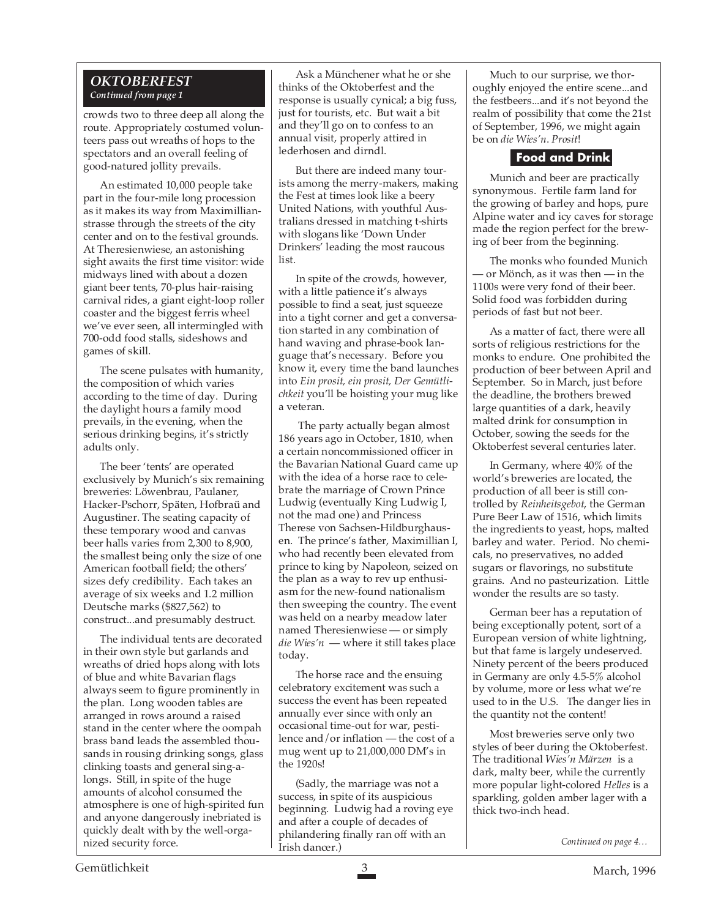## OKTOBERFEST

*Continued from page 1*

crowds two to three deep all along the route. Appropriately costumed volunteers pass out wreaths of hops to the spectators and an overall feeling of good-natured jollity prevails.

An estimated 10,000 people take part in the four-mile long procession as it makes its way from Maximillianstrasse through the streets of the city center and on to the festival grounds. At Theresienwiese, an astonishing sight awaits the first time visitor: wide midways lined with about a dozen giant beer tents, 70-plus hair-raising carnival rides, a giant eight-loop roller coaster and the biggest ferris wheel we've ever seen, all intermingled with 700-odd food stalls, sideshows and games of skill.

The scene pulsates with humanity, the composition of which varies according to the time of day. During the daylight hours a family mood prevails, in the evening, when the serious drinking begins, it's strictly adults only.

The beer 'tents' are operated exclusively by Munich's six remaining breweries: Löwenbrau, Paulaner, Hacker-Pschorr, Späten, Hofbraü and Augustiner. The seating capacity of these temporary wood and canvas beer halls varies from 2,300 to 8,900, the smallest being only the size of one American football field; the others' sizes defy credibility. Each takes an average of six weeks and 1.2 million Deutsche marks ($827,562) to construct...and presumably destruct.

The individual tents are decorated in their own style but garlands and wreaths of dried hops along with lots of blue and white Bavarian flags always seem to figure prominently in the plan. Long wooden tables are arranged in rows around a raised stand in the center where the oompah brass band leads the assembled thousands in rousing drinking songs, glass clinking toasts and general sing-alongs. Still, in spite of the huge amounts of alcohol consumed the atmosphere is one of high-spirited fun and anyone dangerously inebriated is quickly dealt with by the well-organized security force.

Ask a Münchener what he or she thinks of the Oktoberfest and the response is usually cynical; a big fuss, just for tourists, etc. But wait a bit and they'll go on to confess to an annual visit, properly attired in lederhosen and dirndl.

But there are indeed many tourists among the merry-makers, making the Fest at times look like a beery United Nations, with youthful Australians dressed in matching t-shirts with slogans like 'Down Under Drinkers' leading the most raucous list.

In spite of the crowds, however, with a little patience it's always possible to find a seat, just squeeze into a tight corner and get a conversation started in any combination of hand waving and phrase-book language that's necessary. Before you know it, every time the band launches into *Ein prosit, ein prosit, Der Gemütlichkeit* you'll be hoisting your mug like a veteran.

The party actually began almost 186 years ago in October, 1810, when a certain noncommissioned officer in the Bavarian National Guard came up with the idea of a horse race to celebrate the marriage of Crown Prince Ludwig (eventually King Ludwig I, not the mad one) and Princess Therese von Sachsen-Hildburghausen. The prince's father, Maximillian I, who had recently been elevated from prince to king by Napoleon, seized on the plan as a way to rev up enthusiasm for the new-found nationalism then sweeping the country. The event was held on a nearby meadow later named Theresienwiese — or simply *die Wies'n* — where it still takes place today.

The horse race and the ensuing celebratory excitement was such a success the event has been repeated annually ever since with only an occasional time-out for war, pestilence and/or inflation — the cost of a mug went up to 21,000,000 DM's in the 1920s!

(Sadly, the marriage was not a success, in spite of its auspicious beginning. Ludwig had a roving eye and after a couple of decades of philandering finally ran off with an Irish dancer.)

Much to our surprise, we thoroughly enjoyed the entire scene...and the festbeers...and it's not beyond the realm of possibility that come the 21st of September, 1996, we might again be on *die Wies'n*. *Prosit*!

### Food and Drink

Munich and beer are practically synonymous. Fertile farm land for the growing of barley and hops, pure Alpine water and icy caves for storage made the region perfect for the brewing of beer from the beginning.

The monks who founded Munich — or Mönch, as it was then — in the 1100s were very fond of their beer. Solid food was forbidden during periods of fast but not beer.

As a matter of fact, there were all sorts of religious restrictions for the monks to endure. One prohibited the production of beer between April and September. So in March, just before the deadline, the brothers brewed large quantities of a dark, heavily malted drink for consumption in October, sowing the seeds for the Oktoberfest several centuries later.

In Germany, where 40% of the world's breweries are located, the production of all beer is still controlled by *Reinheitsgebot*, the German Pure Beer Law of 1516, which limits the ingredients to yeast, hops, malted barley and water. Period. No chemicals, no preservatives, no added sugars or flavorings, no substitute grains. And no pasteurization. Little wonder the results are so tasty.

German beer has a reputation of being exceptionally potent, sort of a European version of white lightning, but that fame is largely undeserved. Ninety percent of the beers produced in Germany are only 4.5-5% alcohol by volume, more or less what we're used to in the U.S. The danger lies in the quantity not the content!

Most breweries serve only two styles of beer during the Oktoberfest. The traditional *Wies'n Märzen* is a dark, malty beer, while the currently more popular light-colored *Helles* is a sparkling, golden amber lager with a thick two-inch head.

*Continued on page 4…*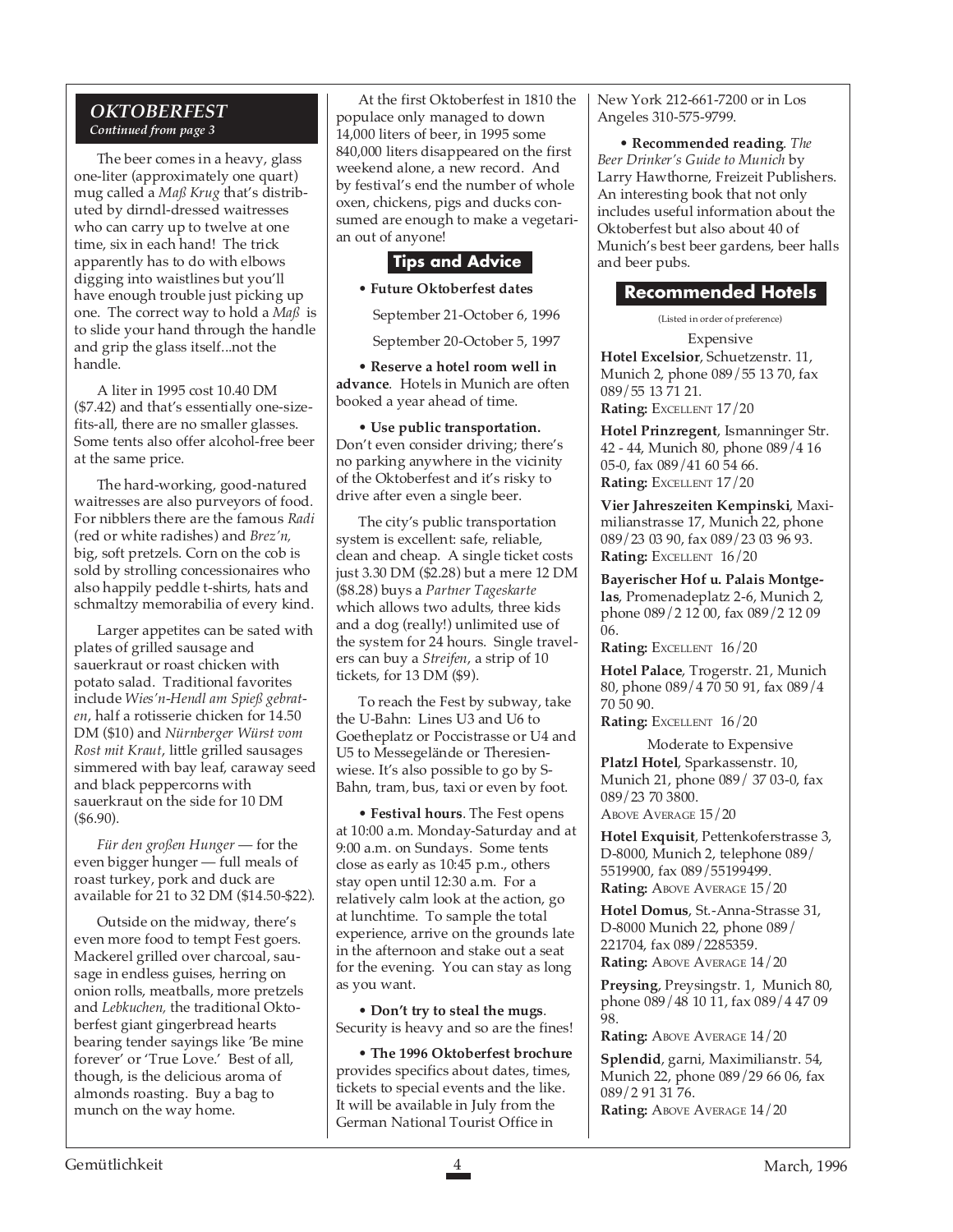## OKTOBERFEST

*Continued from page 3*

The beer comes in a heavy, glass one-liter (approximately one quart) mug called a *Maß Krug* that's distributed by dirndl-dressed waitresses who can carry up to twelve at one time, six in each hand! The trick apparently has to do with elbows digging into waistlines but you'll have enough trouble just picking up one. The correct way to hold a *Maß* is to slide your hand through the handle and grip the glass itself...not the handle.

A liter in 1995 cost 10.40 DM ($7.42) and that's essentially one-size-fits-all, there are no smaller glasses. Some tents also offer alcohol-free beer at the same price.

The hard-working, good-natured waitresses are also purveyors of food. For nibblers there are the famous *Radi* (red or white radishes) and *Brez'n,* big, soft pretzels. Corn on the cob is sold by strolling concessionaires who also happily peddle t-shirts, hats and schmaltzy memorabilia of every kind.

Larger appetites can be sated with plates of grilled sausage and sauerkraut or roast chicken with potato salad. Traditional favorites include *Wies'n-Hendl am Spieß gebraten*, half a rotisserie chicken for 14.50 DM ($10) and *Nürnberger Würst vom Rost mit Kraut*, little grilled sausages simmered with bay leaf, caraway seed and black peppercorns with sauerkraut on the side for 10 DM ($6.90).

*Für den großen Hunger* — for the even bigger hunger — full meals of roast turkey, pork and duck are available for 21 to 32 DM ($14.50-$22).

Outside on the midway, there's even more food to tempt Fest goers. Mackerel grilled over charcoal, sausage in endless guises, herring on onion rolls, meatballs, more pretzels and *Lebkuchen,* the traditional Oktoberfest giant gingerbread hearts bearing tender sayings like 'Be mine forever' or 'True Love.' Best of all, though, is the delicious aroma of almonds roasting. Buy a bag to munch on the way home.

At the first Oktoberfest in 1810 the populace only managed to down 14,000 liters of beer, in 1995 some 840,000 liters disappeared on the first weekend alone, a new record. And by festival's end the number of whole oxen, chickens, pigs and ducks consumed are enough to make a vegetarian out of anyone!

### Tips and Advice

**• Future Oktoberfest dates**

September 21-October 6, 1996

September 20-October 5, 1997

**• Reserve a hotel room well in advance**. Hotels in Munich are often booked a year ahead of time.

**• Use public transportation.** Don't even consider driving; there's no parking anywhere in the vicinity of the Oktoberfest and it's risky to drive after even a single beer.

The city's public transportation system is excellent: safe, reliable, clean and cheap. A single ticket costs just 3.30 DM ($2.28) but a mere 12 DM ($8.28) buys a *Partner Tageskarte* which allows two adults, three kids and a dog (really!) unlimited use of the system for 24 hours. Single travelers can buy a *Streifen*, a strip of 10 tickets, for 13 DM ($9).

To reach the Fest by subway, take the U-Bahn: Lines U3 and U6 to Goetheplatz or Poccistrasse or U4 and U5 to Messegelände or Theresienwiese. It's also possible to go by S-Bahn, tram, bus, taxi or even by foot.

**• Festival hours**. The Fest opens at 10:00 a.m. Monday-Saturday and at 9:00 a.m. on Sundays. Some tents close as early as 10:45 p.m., others stay open until 12:30 a.m. For a relatively calm look at the action, go at lunchtime. To sample the total experience, arrive on the grounds late in the afternoon and stake out a seat for the evening. You can stay as long as you want.

**• Don't try to steal the mugs**. Security is heavy and so are the fines!

**• The 1996 Oktoberfest brochure** provides specifics about dates, times, tickets to special events and the like. It will be available in July from the German National Tourist Office in New York 212-661-7200 or in Los Angeles 310-575-9799.

**• Recommended reading**. *The Beer Drinker's Guide to Munich* by Larry Hawthorne, Freizeit Publishers. An interesting book that not only includes useful information about the Oktoberfest but also about 40 of Munich's best beer gardens, beer halls and beer pubs.

### Recommended Hotels

(Listed in order of preference)

Expensive

**Hotel Excelsior**, Schuetzenstr. 11, Munich 2, phone 089/55 13 70, fax 089/55 13 71 21.
**Rating:** EXCELLENT 17/20

**Hotel Prinzregent**, Ismanninger Str. 42 - 44, Munich 80, phone 089/4 16 05-0, fax 089/41 60 54 66.
**Rating:** EXCELLENT 17/20

**Vier Jahreszeiten Kempinski**, Maximilianstrasse 17, Munich 22, phone 089/23 03 90, fax 089/23 03 96 93.
**Rating:** EXCELLENT 16/20

**Bayerischer Hof u. Palais Montgelas**, Promenadeplatz 2-6, Munich 2, phone 089/2 12 00, fax 089/2 12 09 06.
**Rating:** EXCELLENT 16/20

**Hotel Palace**, Trogerstr. 21, Munich 80, phone 089/4 70 50 91, fax 089/4 70 50 90.
**Rating:** EXCELLENT 16/20

Moderate to Expensive

**Platzl Hotel**, Sparkassenstr. 10, Munich 21, phone 089/ 37 03-0, fax 089/23 70 3800.
ABOVE AVERAGE 15/20

**Hotel Exquisit**, Pettenkoferstrasse 3, D-8000, Munich 2, telephone 089/ 5519900, fax 089/55199499.
**Rating:** ABOVE AVERAGE 15/20

**Hotel Domus**, St.-Anna-Strasse 31, D-8000 Munich 22, phone 089/ 221704, fax 089/2285359.
**Rating:** ABOVE AVERAGE 14/20

**Preysing**, Preysingstr. 1, Munich 80, phone 089/48 10 11, fax 089/4 47 09 98.
**Rating:** ABOVE AVERAGE 14/20

**Splendid**, garni, Maximilianstr. 54, Munich 22, phone 089/29 66 06, fax 089/2 91 31 76.
**Rating:** ABOVE AVERAGE 14/20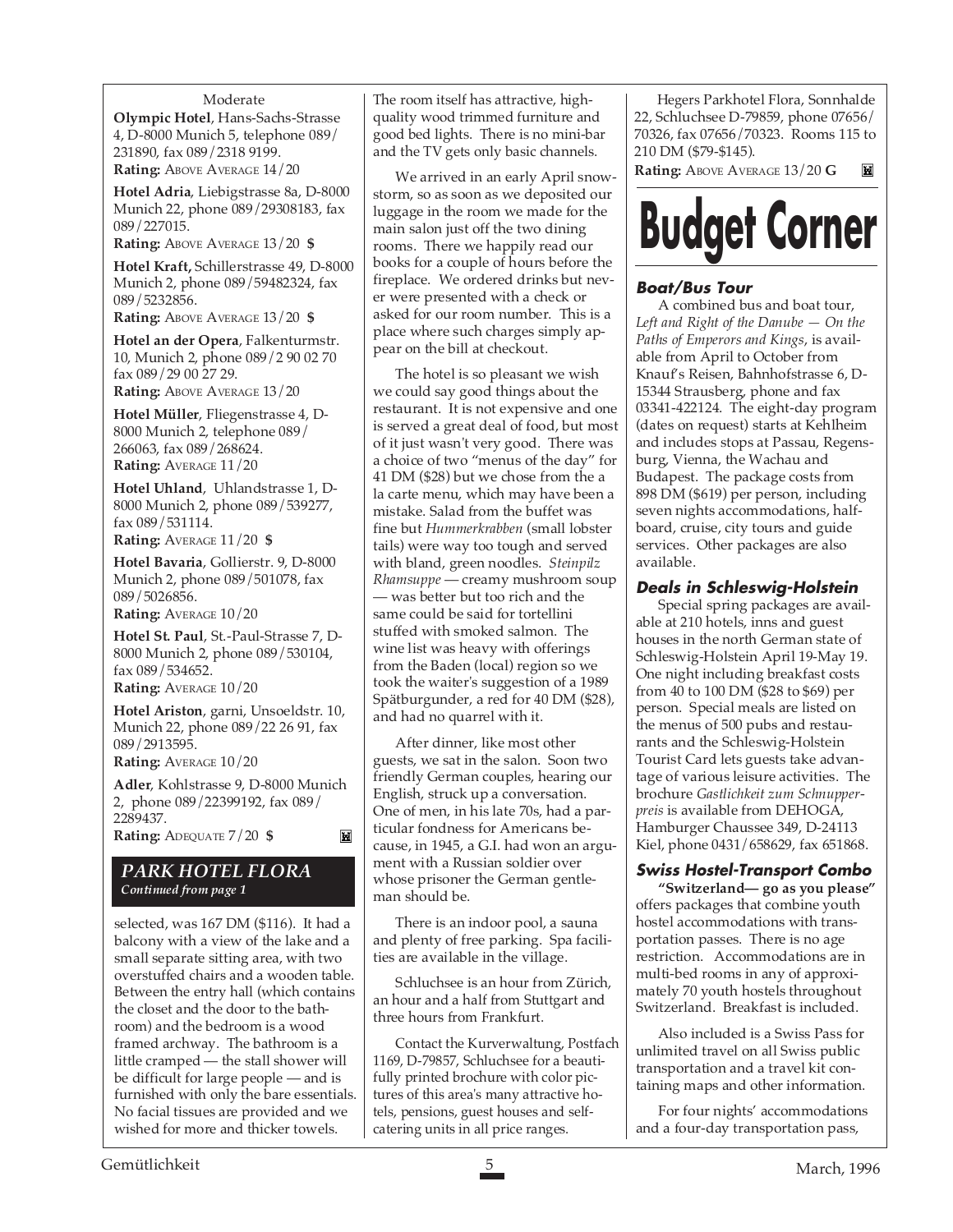Moderate

**Olympic Hotel**, Hans-Sachs-Strasse 4, D-8000 Munich 5, telephone 089/231890, fax 089/2318 9199.
**Rating:** ABOVE AVERAGE 14/20

**Hotel Adria**, Liebigstrasse 8a, D-8000 Munich 22, phone 089/29308183, fax 089/227015.
**Rating:** ABOVE AVERAGE 13/20 **$**

**Hotel Kraft,** Schillerstrasse 49, D-8000 Munich 2, phone 089/59482324, fax 089/5232856.
**Rating:** ABOVE AVERAGE 13/20 **$**

**Hotel an der Opera**, Falkenturmstr. 10, Munich 2, phone 089/2 90 02 70 fax 089/29 00 27 29.
**Rating:** ABOVE AVERAGE 13/20

**Hotel Müller**, Fliegenstrasse 4, D-8000 Munich 2, telephone 089/266063, fax 089/268624.
**Rating:** AVERAGE 11/20

**Hotel Uhland**, Uhlandstrasse 1, D-8000 Munich 2, phone 089/539277, fax 089/531114.
**Rating:** AVERAGE 11/20 **$**

**Hotel Bavaria**, Gollierstr. 9, D-8000 Munich 2, phone 089/501078, fax 089/5026856.
**Rating:** AVERAGE 10/20

**Hotel St. Paul**, St.-Paul-Strasse 7, D-8000 Munich 2, phone 089/530104, fax 089/534652.
**Rating:** AVERAGE 10/20

**Hotel Ariston**, garni, Unsoeldstr. 10, Munich 22, phone 089/22 26 91, fax 089/2913595.
**Rating:** AVERAGE 10/20

**Adler**, Kohlstrasse 9, D-8000 Munich 2, phone 089/22399192, fax 089/2289437.
**Rating:** ADEQUATE 7/20 **$**

## *PARK HOTEL FLORA*

***Continued from page 1***

selected, was 167 DM ($116). It had a balcony with a view of the lake and a small separate sitting area, with two overstuffed chairs and a wooden table. Between the entry hall (which contains the closet and the door to the bathroom) and the bedroom is a wood framed archway. The bathroom is a little cramped — the stall shower will be difficult for large people — and is furnished with only the bare essentials. No facial tissues are provided and we wished for more and thicker towels. The room itself has attractive, high-quality wood trimmed furniture and good bed lights. There is no mini-bar and the TV gets only basic channels.

We arrived in an early April snowstorm, so as soon as we deposited our luggage in the room we made for the main salon just off the two dining rooms. There we happily read our books for a couple of hours before the fireplace. We ordered drinks but never were presented with a check or asked for our room number. This is a place where such charges simply appear on the bill at checkout.

The hotel is so pleasant we wish we could say good things about the restaurant. It is not expensive and one is served a great deal of food, but most of it just wasn't very good. There was a choice of two "menus of the day" for 41 DM ($28) but we chose from the a la carte menu, which may have been a mistake. Salad from the buffet was fine but *Hummerkrabben* (small lobster tails) were way too tough and served with bland, green noodles. *Steinpilz Rhamsuppe* — creamy mushroom soup — was better but too rich and the same could be said for tortellini stuffed with smoked salmon. The wine list was heavy with offerings from the Baden (local) region so we took the waiter's suggestion of a 1989 Spätburgunder, a red for 40 DM ($28), and had no quarrel with it.

After dinner, like most other guests, we sat in the salon. Soon two friendly German couples, hearing our English, struck up a conversation. One of men, in his late 70s, had a particular fondness for Americans because, in 1945, a G.I. had won an argument with a Russian soldier over whose prisoner the German gentleman should be.

There is an indoor pool, a sauna and plenty of free parking. Spa facilities are available in the village.

Schluchsee is an hour from Zürich, an hour and a half from Stuttgart and three hours from Frankfurt.

Contact the Kurverwaltung, Postfach 1169, D-79857, Schluchsee for a beautifully printed brochure with color pictures of this area's many attractive hotels, pensions, guest houses and self-catering units in all price ranges.

Hegers Parkhotel Flora, Sonnhalde 22, Schluchsee D-79859, phone 07656/70326, fax 07656/70323. Rooms 115 to 210 DM ($79-$145).
**Rating:** ABOVE AVERAGE 13/20 **G**

# Budget Corner

### *Boat/Bus Tour*

A combined bus and boat tour, *Left and Right of the Danube — On the Paths of Emperors and Kings*, is available from April to October from Knauf's Reisen, Bahnhofstrasse 6, D-15344 Strausberg, phone and fax 03341-422124. The eight-day program (dates on request) starts at Kehlheim and includes stops at Passau, Regensburg, Vienna, the Wachau and Budapest. The package costs from 898 DM ($619) per person, including seven nights accommodations, half-board, cruise, city tours and guide services. Other packages are also available.

### *Deals in Schleswig-Holstein*

Special spring packages are available at 210 hotels, inns and guest houses in the north German state of Schleswig-Holstein April 19-May 19. One night including breakfast costs from 40 to 100 DM ($28 to $69) per person. Special meals are listed on the menus of 500 pubs and restaurants and the Schleswig-Holstein Tourist Card lets guests take advantage of various leisure activities. The brochure *Gastlichkeit zum Schnupperpreis* is available from DEHOGA, Hamburger Chaussee 349, D-24113 Kiel, phone 0431/658629, fax 651868.

### *Swiss Hostel-Transport Combo*

**"Switzerland— go as you please"** offers packages that combine youth hostel accommodations with transportation passes. There is no age restriction. Accommodations are in multi-bed rooms in any of approximately 70 youth hostels throughout Switzerland. Breakfast is included.

Also included is a Swiss Pass for unlimited travel on all Swiss public transportation and a travel kit containing maps and other information.

For four nights' accommodations and a four-day transportation pass,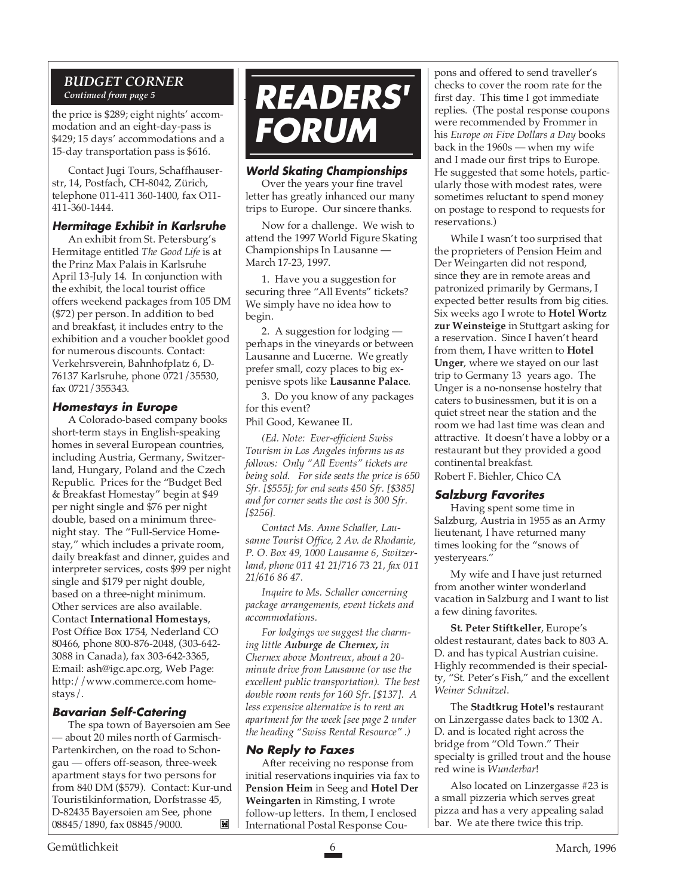## BUDGET CORNER

*Continued from page 5*

the price is $289; eight nights' accommodation and an eight-day-pass is $429; 15 days' accommodations and a 15-day transportation pass is $616.

Contact Jugi Tours, Schaffhauserstr, 14, Postfach, CH-8042, Zürich, telephone 011-411 360-1400, fax O11-411-360-1444.

### Hermitage Exhibit in Karlsruhe

An exhibit from St. Petersburg's Hermitage entitled *The Good Life* is at the Prinz Max Palais in Karlsruhe April 13-July 14. In conjunction with the exhibit, the local tourist office offers weekend packages from 105 DM ($72) per person. In addition to bed and breakfast, it includes entry to the exhibition and a voucher booklet good for numerous discounts. Contact: Verkehrsverein, Bahnhofplatz 6, D-76137 Karlsruhe, phone 0721/35530, fax 0721/355343.

### Homestays in Europe

A Colorado-based company books short-term stays in English-speaking homes in several European countries, including Austria, Germany, Switzerland, Hungary, Poland and the Czech Republic. Prices for the "Budget Bed & Breakfast Homestay" begin at $49 per night single and $76 per night double, based on a minimum three-night stay. The "Full-Service Homestay," which includes a private room, daily breakfast and dinner, guides and interpreter services, costs $99 per night single and $179 per night double, based on a three-night minimum. Other services are also available. Contact **International Homestays**, Post Office Box 1754, Nederland CO 80466, phone 800-876-2048, (303-642-3088 in Canada), fax 303-642-3365, E:mail: ash@igc.apc.org, Web Page: http://www.commerce.com homestays/.

### Bavarian Self-Catering

The spa town of Bayersoien am See — about 20 miles north of Garmisch-Partenkirchen, on the road to Schongau — offers off-season, three-week apartment stays for two persons for from 840 DM ($579). Contact: Kur-und Touristikinformation, Dorfstrasse 45, D-82435 Bayersoien am See, phone 08845/1890, fax 08845/9000.

# READERS' FORUM

### World Skating Championships

Over the years your fine travel letter has greatly inhanced our many trips to Europe. Our sincere thanks.

Now for a challenge. We wish to attend the 1997 World Figure Skating Championships In Lausanne — March 17-23, 1997.

1. Have you a suggestion for securing three "All Events" tickets? We simply have no idea how to begin.

2. A suggestion for lodging — perhaps in the vineyards or between Lausanne and Lucerne. We greatly prefer small, cozy places to big expenisve spots like **Lausanne Palace**.

3. Do you know of any packages for this event?

Phil Good, Kewanee IL

*(Ed. Note: Ever-efficient Swiss Tourism in Los Angeles informs us as follows: Only "All Events" tickets are being sold. For side seats the price is 650 Sfr. [$555]; for end seats 450 Sfr. [$385] and for corner seats the cost is 300 Sfr. [$256].*

*Contact Ms. Anne Schaller, Lausanne Tourist Office, 2 Av. de Rhodanie, P. O. Box 49, 1000 Lausanne 6, Switzerland, phone 011 41 21/716 73 21, fax 011 21/616 86 47.*

*Inquire to Ms. Schaller concerning package arrangements, event tickets and accommodations.*

*For lodgings we suggest the charming little* ***Auburge de Chernex,*** *in Chernex above Montreux, about a 20-minute drive from Lausanne (or use the excellent public transportation). The best double room rents for 160 Sfr. [$137]. A less expensive alternative is to rent an apartment for the week [see page 2 under the heading "Swiss Rental Resource" .)*

### No Reply to Faxes

After receiving no response from initial reservations inquiries via fax to **Pension Heim** in Seeg and **Hotel Der Weingarten** in Rimsting, I wrote follow-up letters. In them, I enclosed International Postal Response Coupons and offered to send traveller's checks to cover the room rate for the first day. This time I got immediate replies. (The postal response coupons were recommended by Frommer in his *Europe on Five Dollars a Day* books back in the 1960s — when my wife and I made our first trips to Europe. He suggested that some hotels, particularly those with modest rates, were sometimes reluctant to spend money on postage to respond to requests for reservations.)

While I wasn't too surprised that the proprietors of Pension Heim and Der Weingarten did not respond, since they are in remote areas and patronized primarily by Germans, I expected better results from big cities. Six weeks ago I wrote to **Hotel Wortz zur Weinsteige** in Stuttgart asking for a reservation. Since I haven't heard from them, I have written to **Hotel Unger**, where we stayed on our last trip to Germany 13 years ago. The Unger is a no-nonsense hostelry that caters to businessmen, but it is on a quiet street near the station and the room we had last time was clean and attractive. It doesn't have a lobby or a restaurant but they provided a good continental breakfast.

Robert F. Biehler, Chico CA

### Salzburg Favorites

Having spent some time in Salzburg, Austria in 1955 as an Army lieutenant, I have returned many times looking for the "snows of yesteryears."

My wife and I have just returned from another winter wonderland vacation in Salzburg and I want to list a few dining favorites.

**St. Peter Stiftkeller**, Europe's oldest restaurant, dates back to 803 A. D. and has typical Austrian cuisine. Highly recommended is their specialty, "St. Peter's Fish," and the excellent *Weiner Schnitzel*.

The **Stadtkrug Hotel's** restaurant on Linzergasse dates back to 1302 A. D. and is located right across the bridge from "Old Town." Their specialty is grilled trout and the house red wine is *Wunderbar*!

Also located on Linzergasse #23 is a small pizzeria which serves great pizza and has a very appealing salad bar. We ate there twice this trip.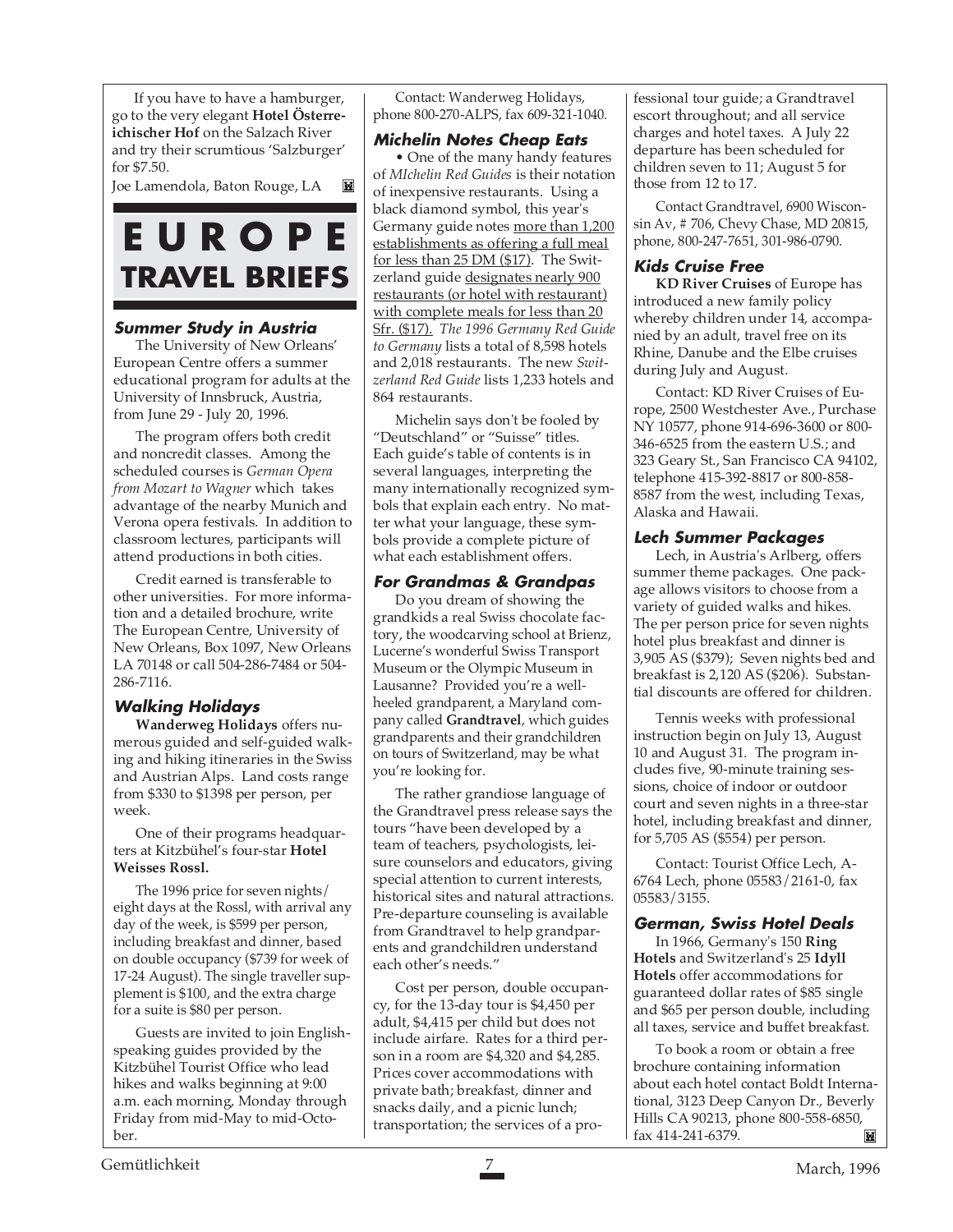If you have to have a hamburger, go to the very elegant **Hotel Österreichischer Hof** on the Salzach River and try their scrumtious 'Salzburger' for $7.50.

Joe Lamendola, Baton Rouge, LA

# EUROPE TRAVEL BRIEFS

### Summer Study in Austria

The University of New Orleans' European Centre offers a summer educational program for adults at the University of Innsbruck, Austria, from June 29 - July 20, 1996.

The program offers both credit and noncredit classes. Among the scheduled courses is *German Opera from Mozart to Wagner* which takes advantage of the nearby Munich and Verona opera festivals. In addition to classroom lectures, participants will attend productions in both cities.

Credit earned is transferable to other universities. For more information and a detailed brochure, write The European Centre, University of New Orleans, Box 1097, New Orleans LA 70148 or call 504-286-7484 or 504-286-7116.

### Walking Holidays

**Wanderweg Holidays** offers numerous guided and self-guided walking and hiking itineraries in the Swiss and Austrian Alps. Land costs range from $330 to $1398 per person, per week.

One of their programs headquarters at Kitzbühel's four-star **Hotel Weisses Rossl.**

The 1996 price for seven nights/eight days at the Rossl, with arrival any day of the week, is $599 per person, including breakfast and dinner, based on double occupancy ($739 for week of 17-24 August). The single traveller supplement is $100, and the extra charge for a suite is $80 per person.

Guests are invited to join English-speaking guides provided by the Kitzbühel Tourist Office who lead hikes and walks beginning at 9:00 a.m. each morning, Monday through Friday from mid-May to mid-October.

Contact: Wanderweg Holidays, phone 800-270-ALPS, fax 609-321-1040.

### Michelin Notes Cheap Eats

• One of the many handy features of *MIchelin Red Guides* is their notation of inexpensive restaurants. Using a black diamond symbol, this year's Germany guide notes more than 1,200 establishments as offering a full meal for less than 25 DM ($17). The Switzerland guide designates nearly 900 restaurants (or hotel with restaurant) with complete meals for less than 20 Sfr. ($17). *The 1996 Germany Red Guide to Germany* lists a total of 8,598 hotels and 2,018 restaurants. The new *Switzerland Red Guide* lists 1,233 hotels and 864 restaurants.

Michelin says don't be fooled by "Deutschland" or "Suisse" titles. Each guide's table of contents is in several languages, interpreting the many internationally recognized symbols that explain each entry. No matter what your language, these symbols provide a complete picture of what each establishment offers.

### For Grandmas & Grandpas

Do you dream of showing the grandkids a real Swiss chocolate factory, the woodcarving school at Brienz, Lucerne's wonderful Swiss Transport Museum or the Olympic Museum in Lausanne? Provided you're a well-heeled grandparent, a Maryland company called **Grandtravel**, which guides grandparents and their grandchildren on tours of Switzerland, may be what you're looking for.

The rather grandiose language of the Grandtravel press release says the tours "have been developed by a team of teachers, psychologists, leisure counselors and educators, giving special attention to current interests, historical sites and natural attractions. Pre-departure counseling is available from Grandtravel to help grandparents and grandchildren understand each other's needs."

Cost per person, double occupancy, for the 13-day tour is $4,450 per adult, $4,415 per child but does not include airfare. Rates for a third person in a room are $4,320 and $4,285. Prices cover accommodations with private bath; breakfast, dinner and snacks daily, and a picnic lunch; transportation; the services of a professional tour guide; a Grandtravel escort throughout; and all service charges and hotel taxes. A July 22 departure has been scheduled for children seven to 11; August 5 for those from 12 to 17.

Contact Grandtravel, 6900 Wisconsin Av, # 706, Chevy Chase, MD 20815, phone, 800-247-7651, 301-986-0790.

### Kids Cruise Free

**KD River Cruises** of Europe has introduced a new family policy whereby children under 14, accompanied by an adult, travel free on its Rhine, Danube and the Elbe cruises during July and August.

Contact: KD River Cruises of Europe, 2500 Westchester Ave., Purchase NY 10577, phone 914-696-3600 or 800-346-6525 from the eastern U.S.; and 323 Geary St., San Francisco CA 94102, telephone 415-392-8817 or 800-858-8587 from the west, including Texas, Alaska and Hawaii.

### Lech Summer Packages

Lech, in Austria's Arlberg, offers summer theme packages. One package allows visitors to choose from a variety of guided walks and hikes. The per person price for seven nights hotel plus breakfast and dinner is 3,905 AS ($379); Seven nights bed and breakfast is 2,120 AS ($206). Substantial discounts are offered for children.

Tennis weeks with professional instruction begin on July 13, August 10 and August 31. The program includes five, 90-minute training sessions, choice of indoor or outdoor court and seven nights in a three-star hotel, including breakfast and dinner, for 5,705 AS ($554) per person.

Contact: Tourist Office Lech, A-6764 Lech, phone 05583/2161-0, fax 05583/3155.

### German, Swiss Hotel Deals

In 1966, Germany's 150 **Ring Hotels** and Switzerland's 25 **Idyll Hotels** offer accommodations for guaranteed dollar rates of $85 single and $65 per person double, including all taxes, service and buffet breakfast.

To book a room or obtain a free brochure containing information about each hotel contact Boldt International, 3123 Deep Canyon Dr., Beverly Hills CA 90213, phone 800-558-6850, fax 414-241-6379.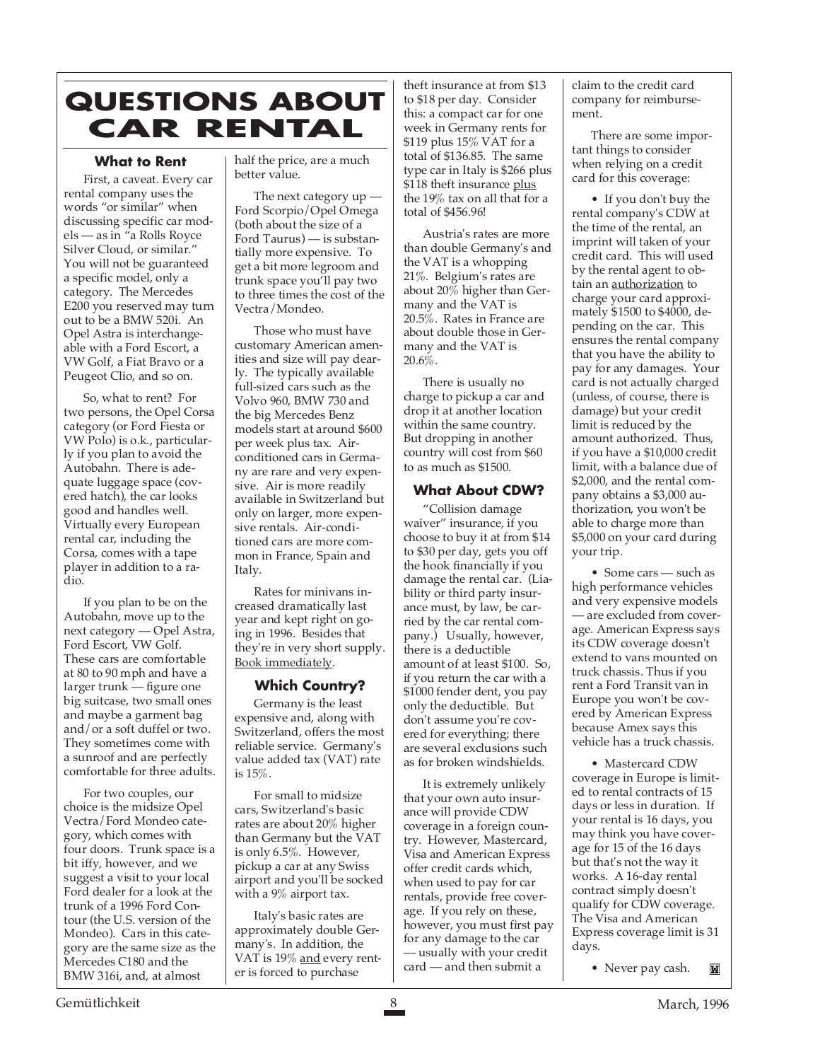# QUESTIONS ABOUT CAR RENTAL

### What to Rent

First, a caveat. Every car rental company uses the words "or similar" when discussing specific car models — as in "a Rolls Royce Silver Cloud, or similar." You will not be guaranteed a specific model, only a category. The Mercedes E200 you reserved may turn out to be a BMW 520i. An Opel Astra is interchangeable with a Ford Escort, a VW Golf, a Fiat Bravo or a Peugeot Clio, and so on.

So, what to rent? For two persons, the Opel Corsa category (or Ford Fiesta or VW Polo) is o.k., particularly if you plan to avoid the Autobahn. There is adequate luggage space (covered hatch), the car looks good and handles well. Virtually every European rental car, including the Corsa, comes with a tape player in addition to a radio.

If you plan to be on the Autobahn, move up to the next category — Opel Astra, Ford Escort, VW Golf. These cars are comfortable at 80 to 90 mph and have a larger trunk — figure one big suitcase, two small ones and maybe a garment bag and/or a soft duffel or two. They sometimes come with a sunroof and are perfectly comfortable for three adults.

For two couples, our choice is the midsize Opel Vectra/Ford Mondeo category, which comes with four doors. Trunk space is a bit iffy, however, and we suggest a visit to your local Ford dealer for a look at the trunk of a 1996 Ford Contour (the U.S. version of the Mondeo). Cars in this category are the same size as the Mercedes C180 and the BMW 316i, and, at almost half the price, are a much better value.

The next category up — Ford Scorpio/Opel Omega (both about the size of a Ford Taurus) — is substantially more expensive. To get a bit more legroom and trunk space you'll pay two to three times the cost of the Vectra/Mondeo.

Those who must have customary American amenities and size will pay dearly. The typically available full-sized cars such as the Volvo 960, BMW 730 and the big Mercedes Benz models start at around $600 per week plus tax. Air-conditioned cars in Germany are rare and very expensive. Air is more readily available in Switzerland but only on larger, more expensive rentals. Air-conditioned cars are more common in France, Spain and Italy.

Rates for minivans increased dramatically last year and kept right on going in 1996. Besides that they're in very short supply. Book immediately.

### Which Country?

Germany is the least expensive and, along with Switzerland, offers the most reliable service. Germany's value added tax (VAT) rate is 15%.

For small to midsize cars, Switzerland's basic rates are about 20% higher than Germany but the VAT is only 6.5%. However, pickup a car at any Swiss airport and you'll be socked with a 9% airport tax.

Italy's basic rates are approximately double Germany's. In addition, the VAT is 19% and every renter is forced to purchase theft insurance at from $13 to $18 per day. Consider this: a compact car for one week in Germany rents for $119 plus 15% VAT for a total of $136.85. The same type car in Italy is $266 plus $118 theft insurance plus the 19% tax on all that for a total of $456.96!

Austria's rates are more than double Germany's and the VAT is a whopping 21%. Belgium's rates are about 20% higher than Germany and the VAT is 20.5%. Rates in France are about double those in Germany and the VAT is 20.6%.

There is usually no charge to pickup a car and drop it at another location within the same country. But dropping in another country will cost from $60 to as much as $1500.

### What About CDW?

"Collision damage waiver" insurance, if you choose to buy it at from $14 to $30 per day, gets you off the hook financially if you damage the rental car. (Liability or third party insurance must, by law, be carried by the car rental company.) Usually, however, there is a deductible amount of at least $100. So, if you return the car with a $1000 fender dent, you pay only the deductible. But don't assume you're covered for everything; there are several exclusions such as for broken windshields.

It is extremely unlikely that your own auto insurance will provide CDW coverage in a foreign country. However, Mastercard, Visa and American Express offer credit cards which, when used to pay for car rentals, provide free coverage. If you rely on these, however, you must first pay for any damage to the car — usually with your credit card — and then submit a claim to the credit card company for reimbursement.

There are some important things to consider when relying on a credit card for this coverage:

- If you don't buy the rental company's CDW at the time of the rental, an imprint will taken of your credit card. This will used by the rental agent to obtain an authorization to charge your card approximately $1500 to $4000, depending on the car. This ensures the rental company that you have the ability to pay for any damages. Your card is not actually charged (unless, of course, there is damage) but your credit limit is reduced by the amount authorized. Thus, if you have a $10,000 credit limit, with a balance due of $2,000, and the rental company obtains a $3,000 authorization, you won't be able to charge more than $5,000 on your card during your trip.

- Some cars — such as high performance vehicles and very expensive models — are excluded from coverage. American Express says its CDW coverage doesn't extend to vans mounted on truck chassis. Thus if you rent a Ford Transit van in Europe you won't be covered by American Express because Amex says this vehicle has a truck chassis.

- Mastercard CDW coverage in Europe is limited to rental contracts of 15 days or less in duration. If your rental is 16 days, you may think you have coverage for 15 of the 16 days but that's not the way it works. A 16-day rental contract simply doesn't qualify for CDW coverage. The Visa and American Express coverage limit is 31 days.

- Never pay cash.